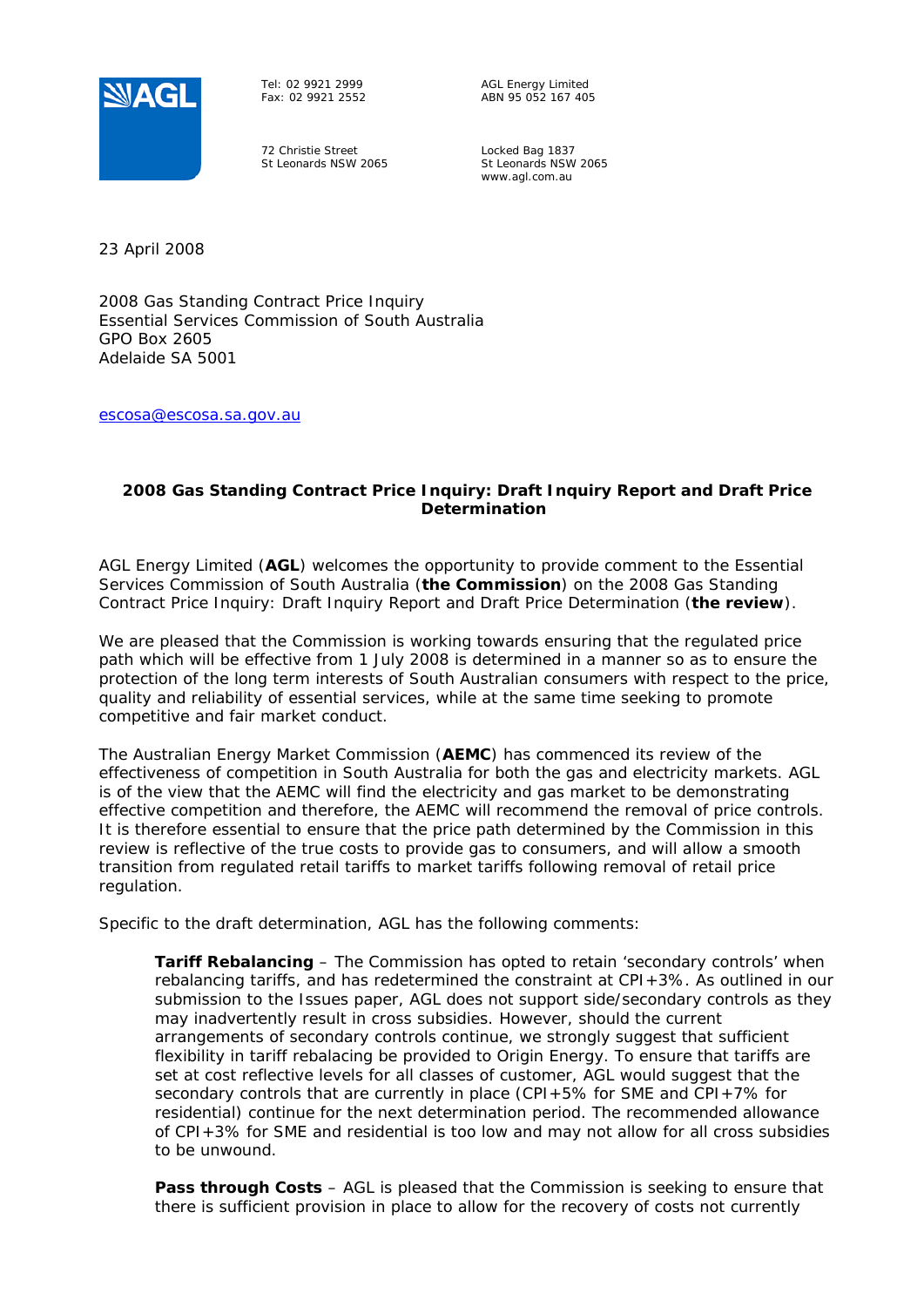Tel: 02 9921 2999
Fax: 02 9921 2552

72 Christie Street
St Leonards NSW 2065

AGL Energy Limited
ABN 95 052 167 405

Locked Bag 1837
St Leonards NSW 2065
www.agl.com.au

23 April 2008

2008 Gas Standing Contract Price Inquiry
Essential Services Commission of South Australia
GPO Box 2605
Adelaide SA 5001

escosa@escosa.sa.gov.au

**2008 Gas Standing Contract Price Inquiry: Draft Inquiry Report and Draft Price Determination**

AGL Energy Limited (**AGL**) welcomes the opportunity to provide comment to the Essential Services Commission of South Australia (**the Commission**) on the 2008 Gas Standing Contract Price Inquiry: Draft Inquiry Report and Draft Price Determination (**the review**).

We are pleased that the Commission is working towards ensuring that the regulated price path which will be effective from 1 July 2008 is determined in a manner so as to ensure the protection of the long term interests of South Australian consumers with respect to the price, quality and reliability of essential services, while at the same time seeking to promote competitive and fair market conduct.

The Australian Energy Market Commission (**AEMC**) has commenced its review of the effectiveness of competition in South Australia for both the gas and electricity markets. AGL is of the view that the AEMC will find the electricity and gas market to be demonstrating effective competition and therefore, the AEMC will recommend the removal of price controls. It is therefore essential to ensure that the price path determined by the Commission in this review is reflective of the true costs to provide gas to consumers, and will allow a smooth transition from regulated retail tariffs to market tariffs following removal of retail price regulation.

Specific to the draft determination, AGL has the following comments:

**Tariff Rebalancing** – The Commission has opted to retain 'secondary controls' when rebalancing tariffs, and has redetermined the constraint at CPI+3%. As outlined in our submission to the Issues paper, AGL does not support side/secondary controls as they may inadvertently result in cross subsidies. However, should the current arrangements of secondary controls continue, we strongly suggest that sufficient flexibility in tariff rebalancing be provided to Origin Energy. To ensure that tariffs are set at cost reflective levels for all classes of customer, AGL would suggest that the secondary controls that are currently in place (CPI+5% for SME and CPI+7% for residential) continue for the next determination period. The recommended allowance of CPI+3% for SME and residential is too low and may not allow for all cross subsidies to be unwound.

**Pass through Costs** – AGL is pleased that the Commission is seeking to ensure that there is sufficient provision in place to allow for the recovery of costs not currently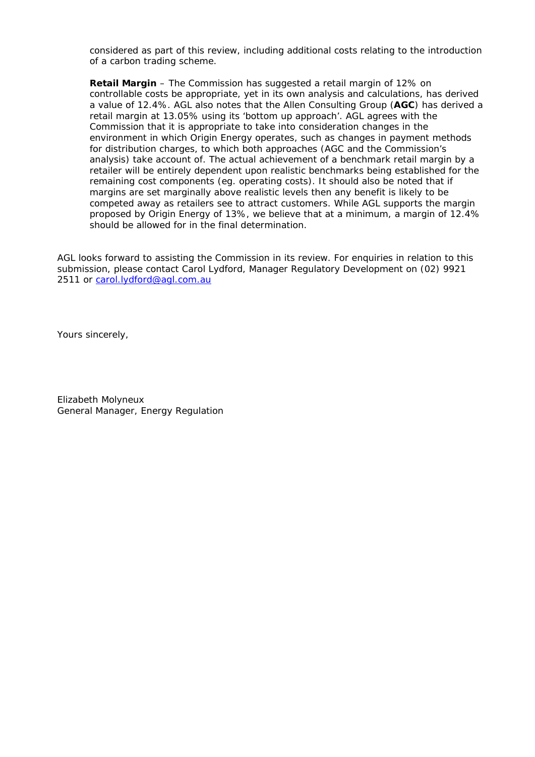considered as part of this review, including additional costs relating to the introduction of a carbon trading scheme.

**Retail Margin** – The Commission has suggested a retail margin of 12% on controllable costs be appropriate, yet in its own analysis and calculations, has derived a value of 12.4%. AGL also notes that the Allen Consulting Group (**AGC**) has derived a retail margin at 13.05% using its 'bottom up approach'. AGL agrees with the Commission that it is appropriate to take into consideration changes in the environment in which Origin Energy operates, such as changes in payment methods for distribution charges, to which both approaches (AGC and the Commission's analysis) take account of. The actual achievement of a benchmark retail margin by a retailer will be entirely dependent upon realistic benchmarks being established for the remaining cost components (eg. operating costs). It should also be noted that if margins are set marginally above realistic levels then any benefit is likely to be competed away as retailers see to attract customers. While AGL supports the margin proposed by Origin Energy of 13%, we believe that at a minimum, a margin of 12.4% should be allowed for in the final determination.

AGL looks forward to assisting the Commission in its review. For enquiries in relation to this submission, please contact Carol Lydford, Manager Regulatory Development on (02) 9921 2511 or carol.lydford@agl.com.au

Yours sincerely,

Elizabeth Molyneux
General Manager, Energy Regulation